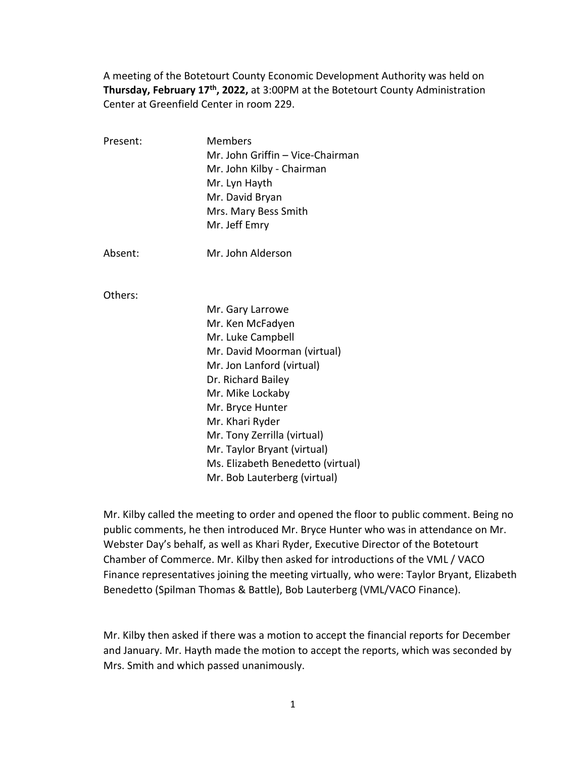A meeting of the Botetourt County Economic Development Authority was held on **Thursday, February 17th, 2022,** at 3:00PM at the Botetourt County Administration Center at Greenfield Center in room 229.

Present: Members
Mr. John Griffin – Vice-Chairman
Mr. John Kilby - Chairman
Mr. Lyn Hayth
Mr. David Bryan
Mrs. Mary Bess Smith
Mr. Jeff Emry

Absent: Mr. John Alderson

Others:
Mr. Gary Larrowe
Mr. Ken McFadyen
Mr. Luke Campbell
Mr. David Moorman (virtual)
Mr. Jon Lanford (virtual)
Dr. Richard Bailey
Mr. Mike Lockaby
Mr. Bryce Hunter
Mr. Khari Ryder
Mr. Tony Zerrilla (virtual)
Mr. Taylor Bryant (virtual)
Ms. Elizabeth Benedetto (virtual)
Mr. Bob Lauterberg (virtual)

Mr. Kilby called the meeting to order and opened the floor to public comment. Being no public comments, he then introduced Mr. Bryce Hunter who was in attendance on Mr. Webster Day's behalf, as well as Khari Ryder, Executive Director of the Botetourt Chamber of Commerce. Mr. Kilby then asked for introductions of the VML / VACO Finance representatives joining the meeting virtually, who were: Taylor Bryant, Elizabeth Benedetto (Spilman Thomas & Battle), Bob Lauterberg (VML/VACO Finance).

Mr. Kilby then asked if there was a motion to accept the financial reports for December and January. Mr. Hayth made the motion to accept the reports, which was seconded by Mrs. Smith and which passed unanimously.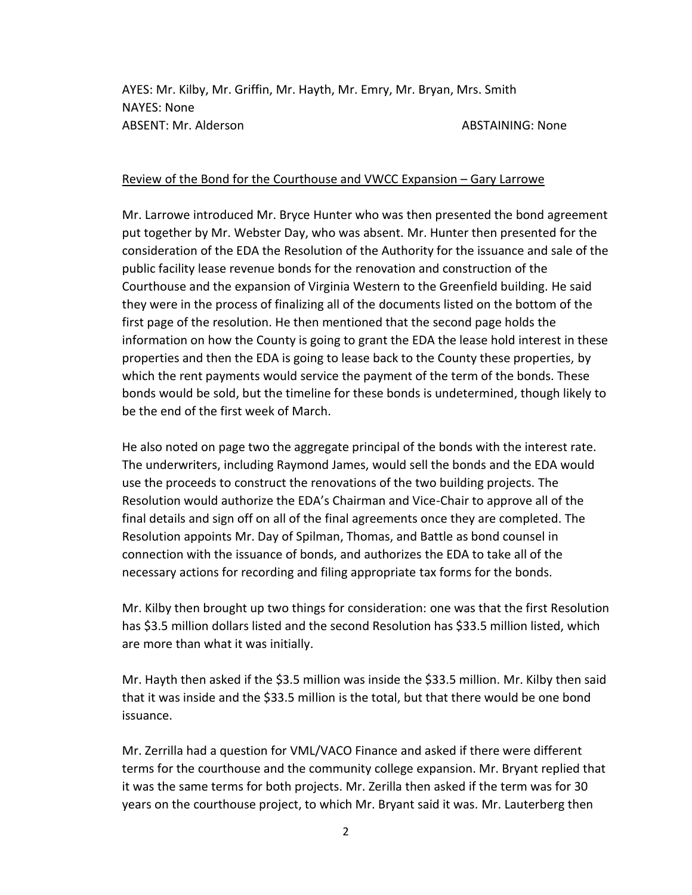AYES: Mr. Kilby, Mr. Griffin, Mr. Hayth, Mr. Emry, Mr. Bryan, Mrs. Smith
NAYES: None
ABSENT: Mr. Alderson ABSTAINING: None

<u>Review of the Bond for the Courthouse and VWCC Expansion – Gary Larrowe</u>

Mr. Larrowe introduced Mr. Bryce Hunter who was then presented the bond agreement put together by Mr. Webster Day, who was absent. Mr. Hunter then presented for the consideration of the EDA the Resolution of the Authority for the issuance and sale of the public facility lease revenue bonds for the renovation and construction of the Courthouse and the expansion of Virginia Western to the Greenfield building. He said they were in the process of finalizing all of the documents listed on the bottom of the first page of the resolution. He then mentioned that the second page holds the information on how the County is going to grant the EDA the lease hold interest in these properties and then the EDA is going to lease back to the County these properties, by which the rent payments would service the payment of the term of the bonds. These bonds would be sold, but the timeline for these bonds is undetermined, though likely to be the end of the first week of March.

He also noted on page two the aggregate principal of the bonds with the interest rate. The underwriters, including Raymond James, would sell the bonds and the EDA would use the proceeds to construct the renovations of the two building projects. The Resolution would authorize the EDA's Chairman and Vice-Chair to approve all of the final details and sign off on all of the final agreements once they are completed. The Resolution appoints Mr. Day of Spilman, Thomas, and Battle as bond counsel in connection with the issuance of bonds, and authorizes the EDA to take all of the necessary actions for recording and filing appropriate tax forms for the bonds.

Mr. Kilby then brought up two things for consideration: one was that the first Resolution has $3.5 million dollars listed and the second Resolution has $33.5 million listed, which are more than what it was initially.

Mr. Hayth then asked if the $3.5 million was inside the $33.5 million. Mr. Kilby then said that it was inside and the $33.5 million is the total, but that there would be one bond issuance.

Mr. Zerrilla had a question for VML/VACO Finance and asked if there were different terms for the courthouse and the community college expansion. Mr. Bryant replied that it was the same terms for both projects. Mr. Zerilla then asked if the term was for 30 years on the courthouse project, to which Mr. Bryant said it was. Mr. Lauterberg then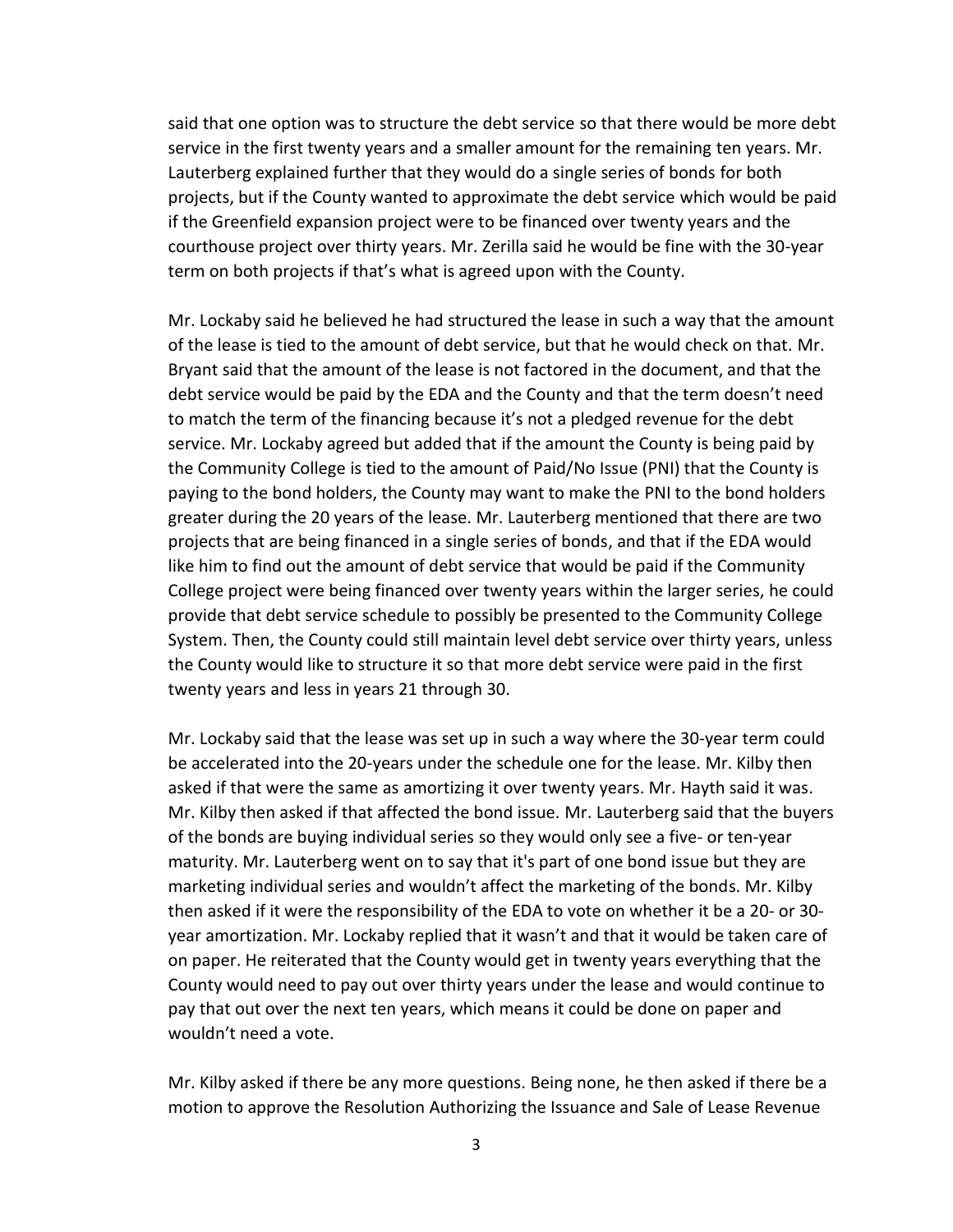said that one option was to structure the debt service so that there would be more debt service in the first twenty years and a smaller amount for the remaining ten years. Mr. Lauterberg explained further that they would do a single series of bonds for both projects, but if the County wanted to approximate the debt service which would be paid if the Greenfield expansion project were to be financed over twenty years and the courthouse project over thirty years. Mr. Zerilla said he would be fine with the 30-year term on both projects if that's what is agreed upon with the County.

Mr. Lockaby said he believed he had structured the lease in such a way that the amount of the lease is tied to the amount of debt service, but that he would check on that. Mr. Bryant said that the amount of the lease is not factored in the document, and that the debt service would be paid by the EDA and the County and that the term doesn't need to match the term of the financing because it's not a pledged revenue for the debt service. Mr. Lockaby agreed but added that if the amount the County is being paid by the Community College is tied to the amount of Paid/No Issue (PNI) that the County is paying to the bond holders, the County may want to make the PNI to the bond holders greater during the 20 years of the lease. Mr. Lauterberg mentioned that there are two projects that are being financed in a single series of bonds, and that if the EDA would like him to find out the amount of debt service that would be paid if the Community College project were being financed over twenty years within the larger series, he could provide that debt service schedule to possibly be presented to the Community College System. Then, the County could still maintain level debt service over thirty years, unless the County would like to structure it so that more debt service were paid in the first twenty years and less in years 21 through 30.

Mr. Lockaby said that the lease was set up in such a way where the 30-year term could be accelerated into the 20-years under the schedule one for the lease. Mr. Kilby then asked if that were the same as amortizing it over twenty years. Mr. Hayth said it was. Mr. Kilby then asked if that affected the bond issue. Mr. Lauterberg said that the buyers of the bonds are buying individual series so they would only see a five- or ten-year maturity. Mr. Lauterberg went on to say that it's part of one bond issue but they are marketing individual series and wouldn't affect the marketing of the bonds. Mr. Kilby then asked if it were the responsibility of the EDA to vote on whether it be a 20- or 30-year amortization. Mr. Lockaby replied that it wasn't and that it would be taken care of on paper. He reiterated that the County would get in twenty years everything that the County would need to pay out over thirty years under the lease and would continue to pay that out over the next ten years, which means it could be done on paper and wouldn't need a vote.

Mr. Kilby asked if there be any more questions. Being none, he then asked if there be a motion to approve the Resolution Authorizing the Issuance and Sale of Lease Revenue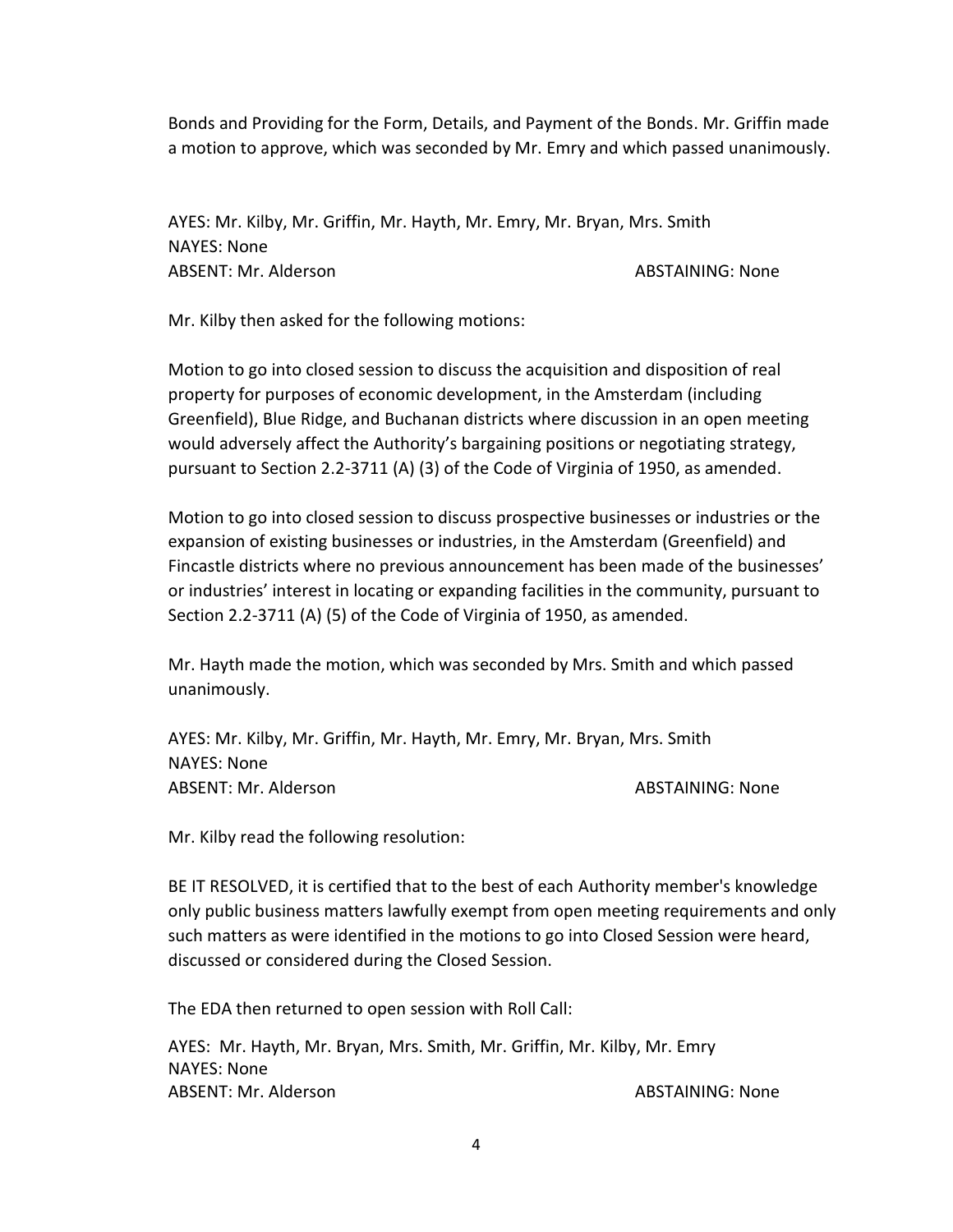Bonds and Providing for the Form, Details, and Payment of the Bonds. Mr. Griffin made a motion to approve, which was seconded by Mr. Emry and which passed unanimously.

AYES: Mr. Kilby, Mr. Griffin, Mr. Hayth, Mr. Emry, Mr. Bryan, Mrs. Smith
NAYES: None
ABSENT: Mr. Alderson ABSTAINING: None

Mr. Kilby then asked for the following motions:

Motion to go into closed session to discuss the acquisition and disposition of real property for purposes of economic development, in the Amsterdam (including Greenfield), Blue Ridge, and Buchanan districts where discussion in an open meeting would adversely affect the Authority's bargaining positions or negotiating strategy, pursuant to Section 2.2-3711 (A) (3) of the Code of Virginia of 1950, as amended.

Motion to go into closed session to discuss prospective businesses or industries or the expansion of existing businesses or industries, in the Amsterdam (Greenfield) and Fincastle districts where no previous announcement has been made of the businesses' or industries' interest in locating or expanding facilities in the community, pursuant to Section 2.2-3711 (A) (5) of the Code of Virginia of 1950, as amended.

Mr. Hayth made the motion, which was seconded by Mrs. Smith and which passed unanimously.

AYES: Mr. Kilby, Mr. Griffin, Mr. Hayth, Mr. Emry, Mr. Bryan, Mrs. Smith
NAYES: None
ABSENT: Mr. Alderson ABSTAINING: None

Mr. Kilby read the following resolution:

BE IT RESOLVED, it is certified that to the best of each Authority member's knowledge only public business matters lawfully exempt from open meeting requirements and only such matters as were identified in the motions to go into Closed Session were heard, discussed or considered during the Closed Session.

The EDA then returned to open session with Roll Call:

AYES: Mr. Hayth, Mr. Bryan, Mrs. Smith, Mr. Griffin, Mr. Kilby, Mr. Emry
NAYES: None
ABSENT: Mr. Alderson ABSTAINING: None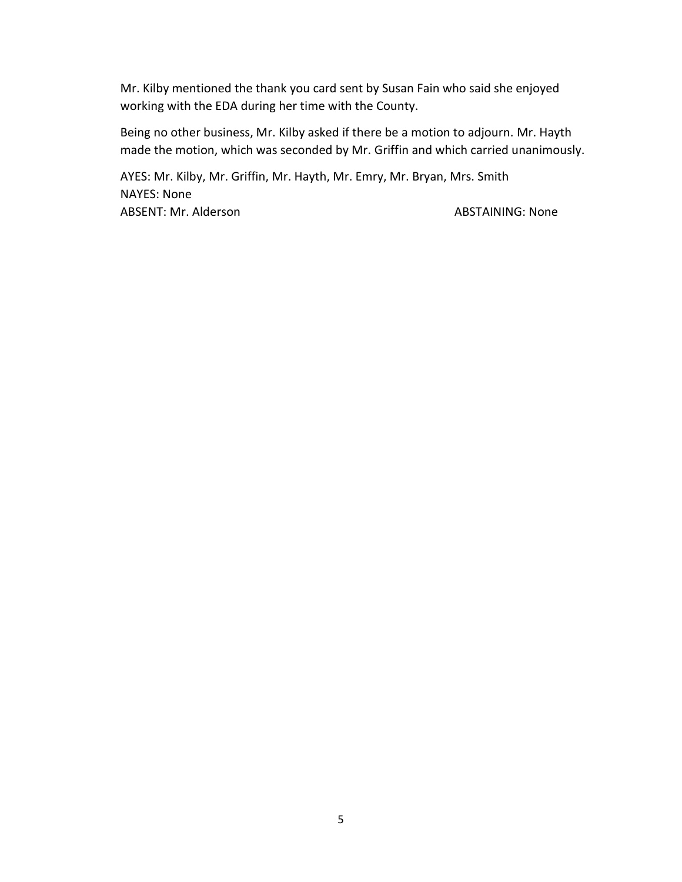Mr. Kilby mentioned the thank you card sent by Susan Fain who said she enjoyed working with the EDA during her time with the County.

Being no other business, Mr. Kilby asked if there be a motion to adjourn. Mr. Hayth made the motion, which was seconded by Mr. Griffin and which carried unanimously.

AYES: Mr. Kilby, Mr. Griffin, Mr. Hayth, Mr. Emry, Mr. Bryan, Mrs. Smith
NAYES: None
ABSENT: Mr. Alderson ABSTAINING: None